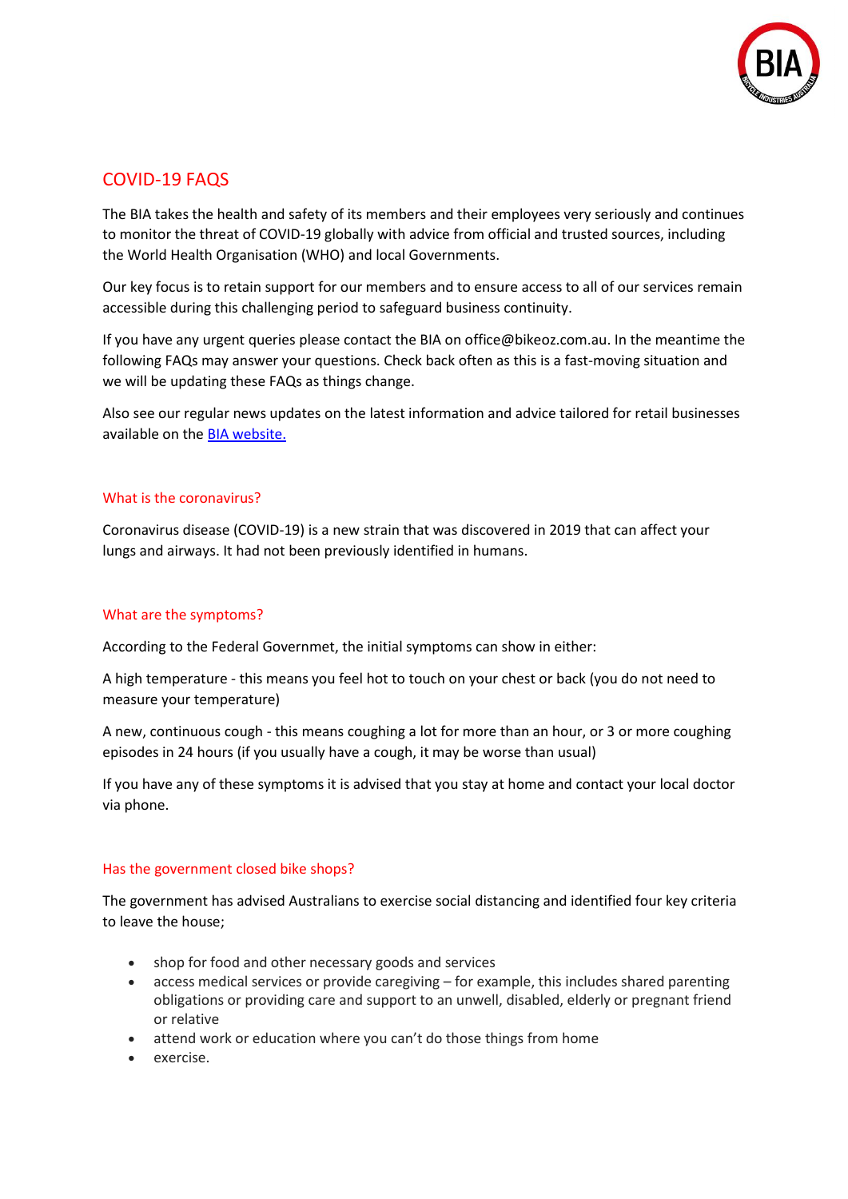# COVID-19 FAQS

The BIA takes the health and safety of its members and their employees very seriously and continues to monitor the threat of COVID-19 globally with advice from official and trusted sources, including the World Health Organisation (WHO) and local Governments.

Our key focus is to retain support for our members and to ensure access to all of our services remain accessible during this challenging period to safeguard business continuity.

If you have any urgent queries please contact the BIA on office@bikeoz.com.au. In the meantime the following FAQs may answer your questions. Check back often as this is a fast-moving situation and we will be updating these FAQs as things change.

Also see our regular news updates on the latest information and advice tailored for retail businesses available on the [BIA website.](#)

## What is the coronavirus?

Coronavirus disease (COVID-19) is a new strain that was discovered in 2019 that can affect your lungs and airways. It had not been previously identified in humans.

## What are the symptoms?

According to the Federal Governmet, the initial symptoms can show in either:

A high temperature - this means you feel hot to touch on your chest or back (you do not need to measure your temperature)

A new, continuous cough - this means coughing a lot for more than an hour, or 3 or more coughing episodes in 24 hours (if you usually have a cough, it may be worse than usual)

If you have any of these symptoms it is advised that you stay at home and contact your local doctor via phone.

## Has the government closed bike shops?

The government has advised Australians to exercise social distancing and identified four key criteria to leave the house;

- shop for food and other necessary goods and services
- access medical services or provide caregiving – for example, this includes shared parenting obligations or providing care and support to an unwell, disabled, elderly or pregnant friend or relative
- attend work or education where you can't do those things from home
- exercise.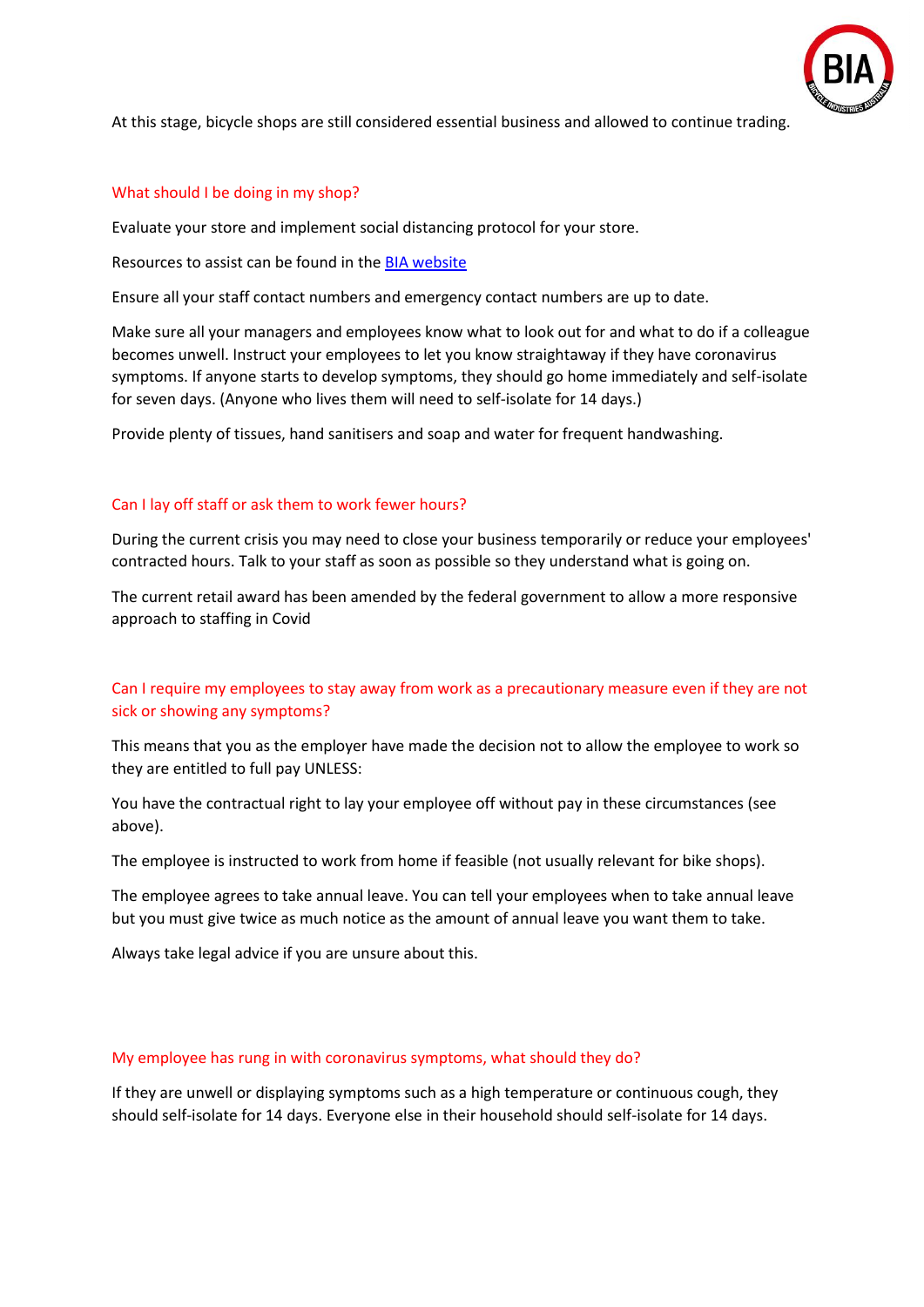At this stage, bicycle shops are still considered essential business and allowed to continue trading.

## What should I be doing in my shop?

Evaluate your store and implement social distancing protocol for your store.

Resources to assist can be found in the [BIA website]()

Ensure all your staff contact numbers and emergency contact numbers are up to date.

Make sure all your managers and employees know what to look out for and what to do if a colleague becomes unwell. Instruct your employees to let you know straightaway if they have coronavirus symptoms. If anyone starts to develop symptoms, they should go home immediately and self-isolate for seven days. (Anyone who lives them will need to self-isolate for 14 days.)

Provide plenty of tissues, hand sanitisers and soap and water for frequent handwashing.

## Can I lay off staff or ask them to work fewer hours?

During the current crisis you may need to close your business temporarily or reduce your employees' contracted hours. Talk to your staff as soon as possible so they understand what is going on.

The current retail award has been amended by the federal government to allow a more responsive approach to staffing in Covid

## Can I require my employees to stay away from work as a precautionary measure even if they are not sick or showing any symptoms?

This means that you as the employer have made the decision not to allow the employee to work so they are entitled to full pay UNLESS:

You have the contractual right to lay your employee off without pay in these circumstances (see above).

The employee is instructed to work from home if feasible (not usually relevant for bike shops).

The employee agrees to take annual leave. You can tell your employees when to take annual leave but you must give twice as much notice as the amount of annual leave you want them to take.

Always take legal advice if you are unsure about this.

## My employee has rung in with coronavirus symptoms, what should they do?

If they are unwell or displaying symptoms such as a high temperature or continuous cough, they should self-isolate for 14 days. Everyone else in their household should self-isolate for 14 days.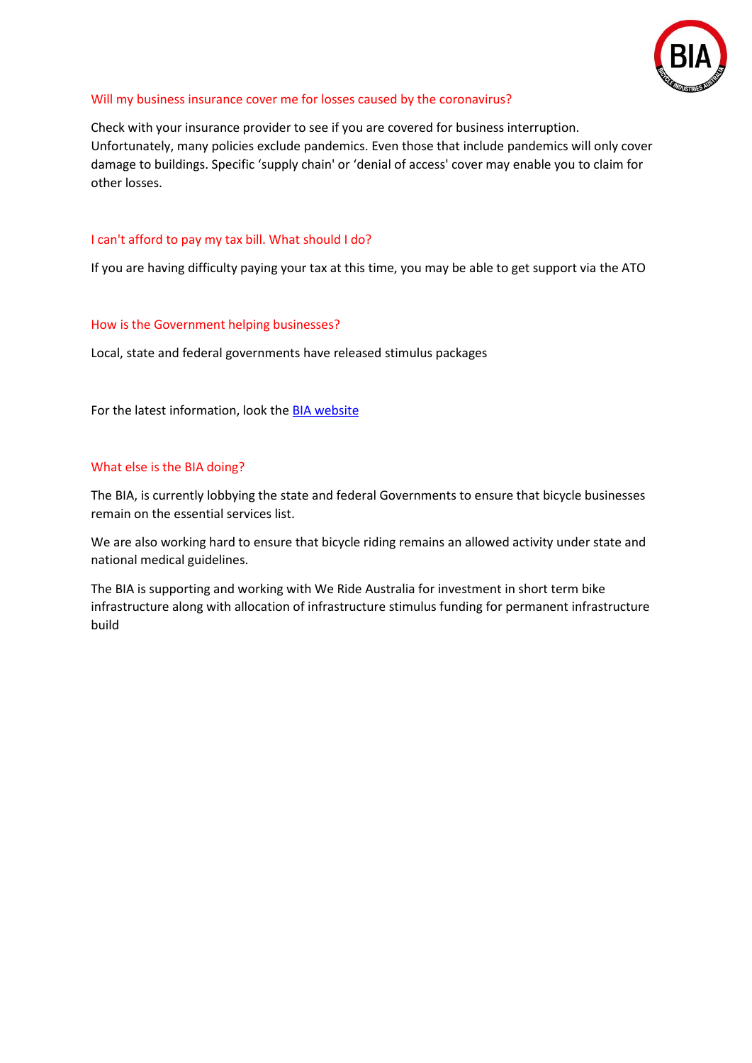### Will my business insurance cover me for losses caused by the coronavirus?

Check with your insurance provider to see if you are covered for business interruption. Unfortunately, many policies exclude pandemics. Even those that include pandemics will only cover damage to buildings. Specific 'supply chain' or 'denial of access' cover may enable you to claim for other losses.

### I can't afford to pay my tax bill. What should I do?

If you are having difficulty paying your tax at this time, you may be able to get support via the ATO

### How is the Government helping businesses?

Local, state and federal governments have released stimulus packages

For the latest information, look the [BIA website]()

### What else is the BIA doing?

The BIA, is currently lobbying the state and federal Governments to ensure that bicycle businesses remain on the essential services list.

We are also working hard to ensure that bicycle riding remains an allowed activity under state and national medical guidelines.

The BIA is supporting and working with We Ride Australia for investment in short term bike infrastructure along with allocation of infrastructure stimulus funding for permanent infrastructure build